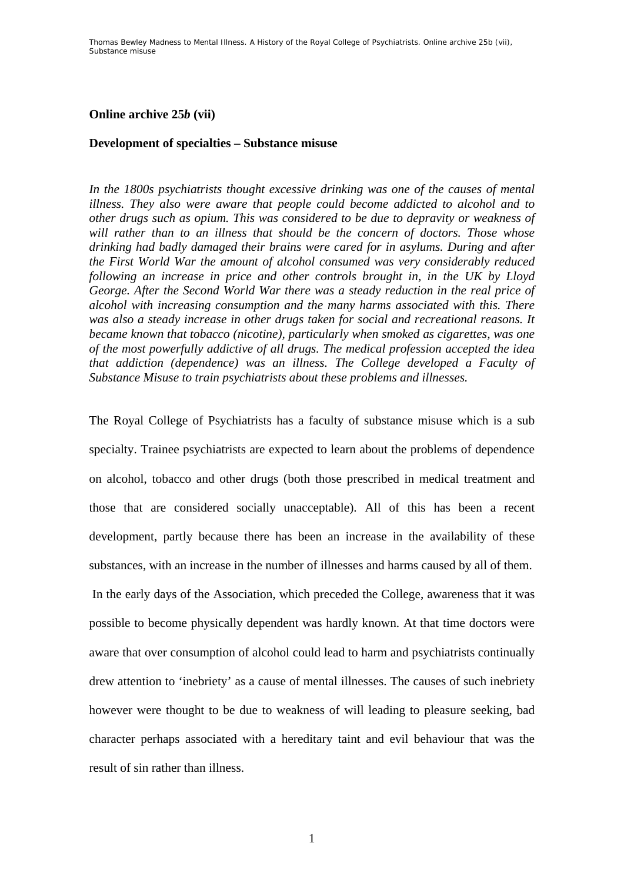**Online archive 25*b* (vii)**

**Development of specialties – Substance misuse**

*In the 1800s psychiatrists thought excessive drinking was one of the causes of mental illness. They also were aware that people could become addicted to alcohol and to other drugs such as opium. This was considered to be due to depravity or weakness of will rather than to an illness that should be the concern of doctors. Those whose drinking had badly damaged their brains were cared for in asylums. During and after the First World War the amount of alcohol consumed was very considerably reduced following an increase in price and other controls brought in, in the UK by Lloyd George. After the Second World War there was a steady reduction in the real price of alcohol with increasing consumption and the many harms associated with this. There was also a steady increase in other drugs taken for social and recreational reasons. It became known that tobacco (nicotine), particularly when smoked as cigarettes, was one of the most powerfully addictive of all drugs. The medical profession accepted the idea that addiction (dependence) was an illness. The College developed a Faculty of Substance Misuse to train psychiatrists about these problems and illnesses.*

The Royal College of Psychiatrists has a faculty of substance misuse which is a sub specialty. Trainee psychiatrists are expected to learn about the problems of dependence on alcohol, tobacco and other drugs (both those prescribed in medical treatment and those that are considered socially unacceptable). All of this has been a recent development, partly because there has been an increase in the availability of these substances, with an increase in the number of illnesses and harms caused by all of them.

In the early days of the Association, which preceded the College, awareness that it was possible to become physically dependent was hardly known. At that time doctors were aware that over consumption of alcohol could lead to harm and psychiatrists continually drew attention to 'inebriety' as a cause of mental illnesses. The causes of such inebriety however were thought to be due to weakness of will leading to pleasure seeking, bad character perhaps associated with a hereditary taint and evil behaviour that was the result of sin rather than illness.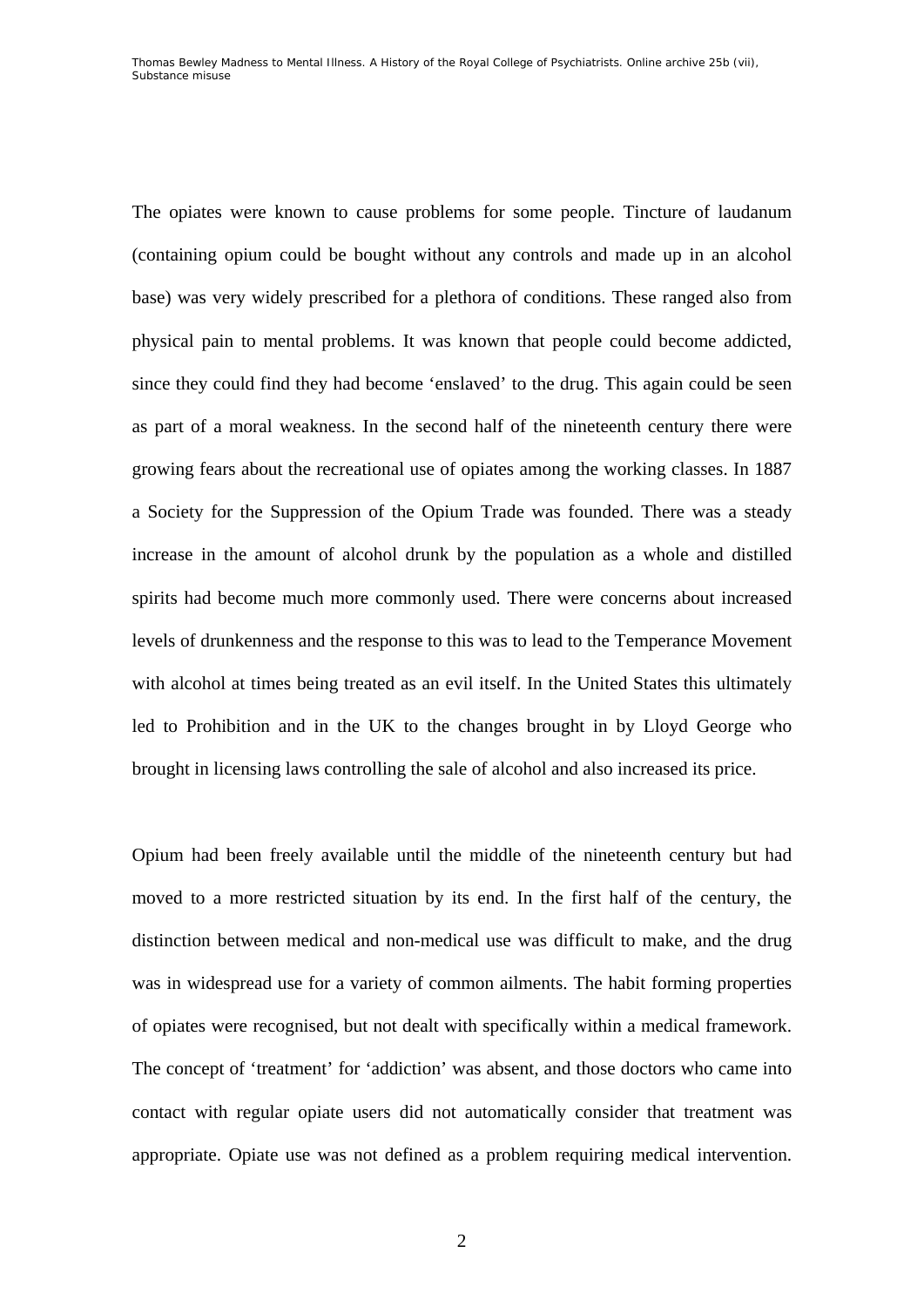The opiates were known to cause problems for some people. Tincture of laudanum (containing opium could be bought without any controls and made up in an alcohol base) was very widely prescribed for a plethora of conditions. These ranged also from physical pain to mental problems. It was known that people could become addicted, since they could find they had become 'enslaved' to the drug. This again could be seen as part of a moral weakness. In the second half of the nineteenth century there were growing fears about the recreational use of opiates among the working classes. In 1887 a Society for the Suppression of the Opium Trade was founded. There was a steady increase in the amount of alcohol drunk by the population as a whole and distilled spirits had become much more commonly used. There were concerns about increased levels of drunkenness and the response to this was to lead to the Temperance Movement with alcohol at times being treated as an evil itself. In the United States this ultimately led to Prohibition and in the UK to the changes brought in by Lloyd George who brought in licensing laws controlling the sale of alcohol and also increased its price.

Opium had been freely available until the middle of the nineteenth century but had moved to a more restricted situation by its end. In the first half of the century, the distinction between medical and non-medical use was difficult to make, and the drug was in widespread use for a variety of common ailments. The habit forming properties of opiates were recognised, but not dealt with specifically within a medical framework. The concept of 'treatment' for 'addiction' was absent, and those doctors who came into contact with regular opiate users did not automatically consider that treatment was appropriate. Opiate use was not defined as a problem requiring medical intervention.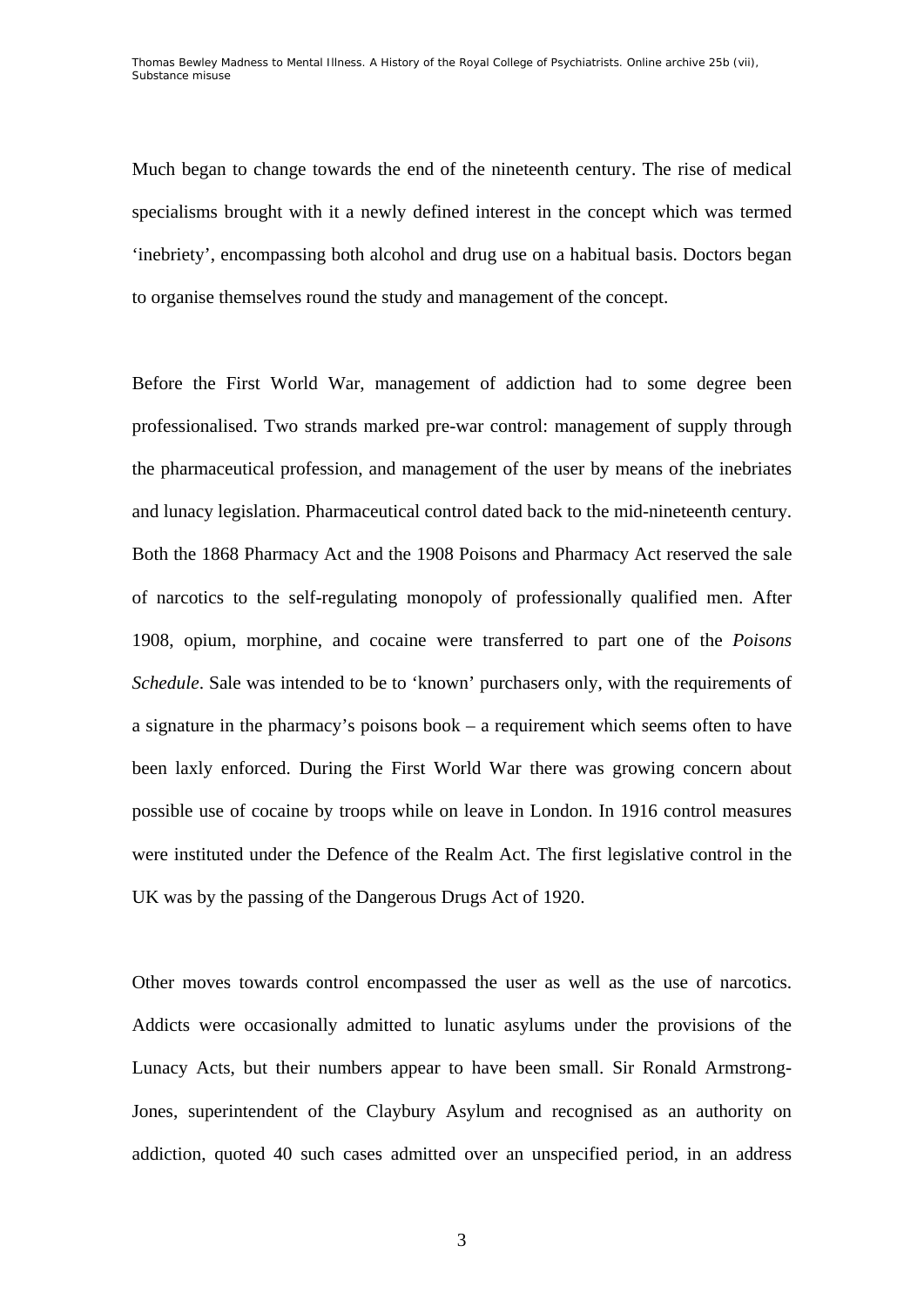Much began to change towards the end of the nineteenth century. The rise of medical specialisms brought with it a newly defined interest in the concept which was termed 'inebriety', encompassing both alcohol and drug use on a habitual basis. Doctors began to organise themselves round the study and management of the concept.

Before the First World War, management of addiction had to some degree been professionalised. Two strands marked pre-war control: management of supply through the pharmaceutical profession, and management of the user by means of the inebriates and lunacy legislation. Pharmaceutical control dated back to the mid-nineteenth century. Both the 1868 Pharmacy Act and the 1908 Poisons and Pharmacy Act reserved the sale of narcotics to the self-regulating monopoly of professionally qualified men. After 1908, opium, morphine, and cocaine were transferred to part one of the *Poisons Schedule*. Sale was intended to be to 'known' purchasers only, with the requirements of a signature in the pharmacy's poisons book – a requirement which seems often to have been laxly enforced. During the First World War there was growing concern about possible use of cocaine by troops while on leave in London. In 1916 control measures were instituted under the Defence of the Realm Act. The first legislative control in the UK was by the passing of the Dangerous Drugs Act of 1920.

Other moves towards control encompassed the user as well as the use of narcotics. Addicts were occasionally admitted to lunatic asylums under the provisions of the Lunacy Acts, but their numbers appear to have been small. Sir Ronald Armstrong-Jones, superintendent of the Claybury Asylum and recognised as an authority on addiction, quoted 40 such cases admitted over an unspecified period, in an address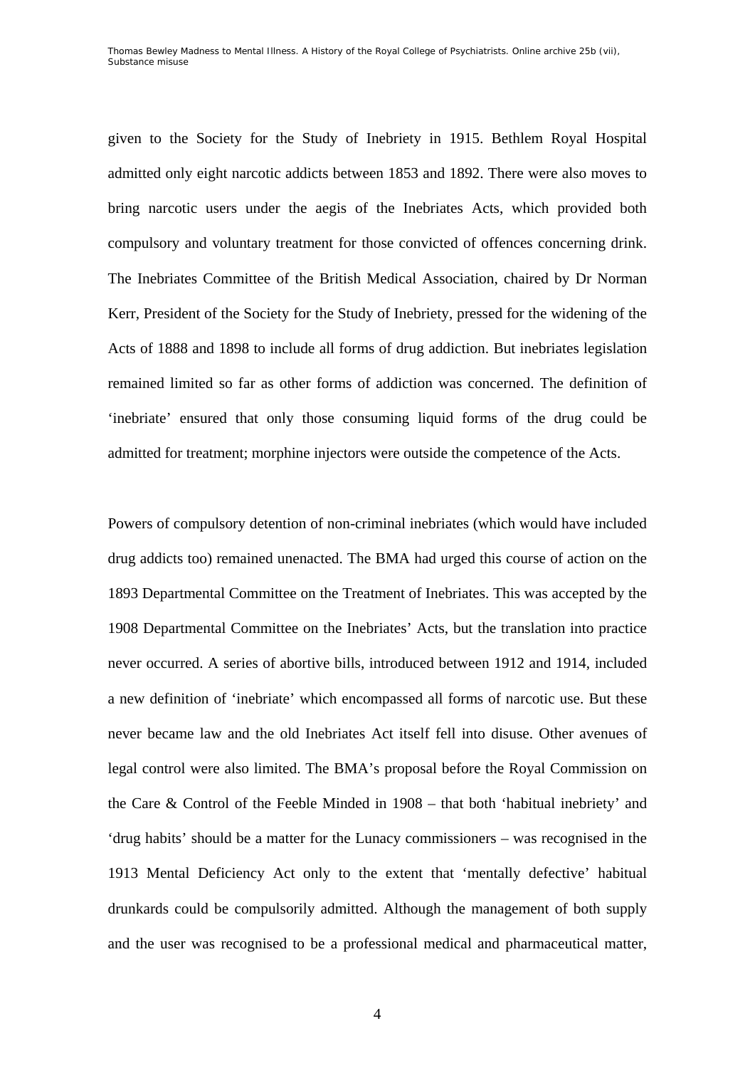given to the Society for the Study of Inebriety in 1915. Bethlem Royal Hospital admitted only eight narcotic addicts between 1853 and 1892. There were also moves to bring narcotic users under the aegis of the Inebriates Acts, which provided both compulsory and voluntary treatment for those convicted of offences concerning drink. The Inebriates Committee of the British Medical Association, chaired by Dr Norman Kerr, President of the Society for the Study of Inebriety, pressed for the widening of the Acts of 1888 and 1898 to include all forms of drug addiction. But inebriates legislation remained limited so far as other forms of addiction was concerned. The definition of 'inebriate' ensured that only those consuming liquid forms of the drug could be admitted for treatment; morphine injectors were outside the competence of the Acts.

Powers of compulsory detention of non-criminal inebriates (which would have included drug addicts too) remained unenacted. The BMA had urged this course of action on the 1893 Departmental Committee on the Treatment of Inebriates. This was accepted by the 1908 Departmental Committee on the Inebriates' Acts, but the translation into practice never occurred. A series of abortive bills, introduced between 1912 and 1914, included a new definition of 'inebriate' which encompassed all forms of narcotic use. But these never became law and the old Inebriates Act itself fell into disuse. Other avenues of legal control were also limited. The BMA's proposal before the Royal Commission on the Care & Control of the Feeble Minded in 1908 – that both 'habitual inebriety' and 'drug habits' should be a matter for the Lunacy commissioners – was recognised in the 1913 Mental Deficiency Act only to the extent that 'mentally defective' habitual drunkards could be compulsorily admitted. Although the management of both supply and the user was recognised to be a professional medical and pharmaceutical matter,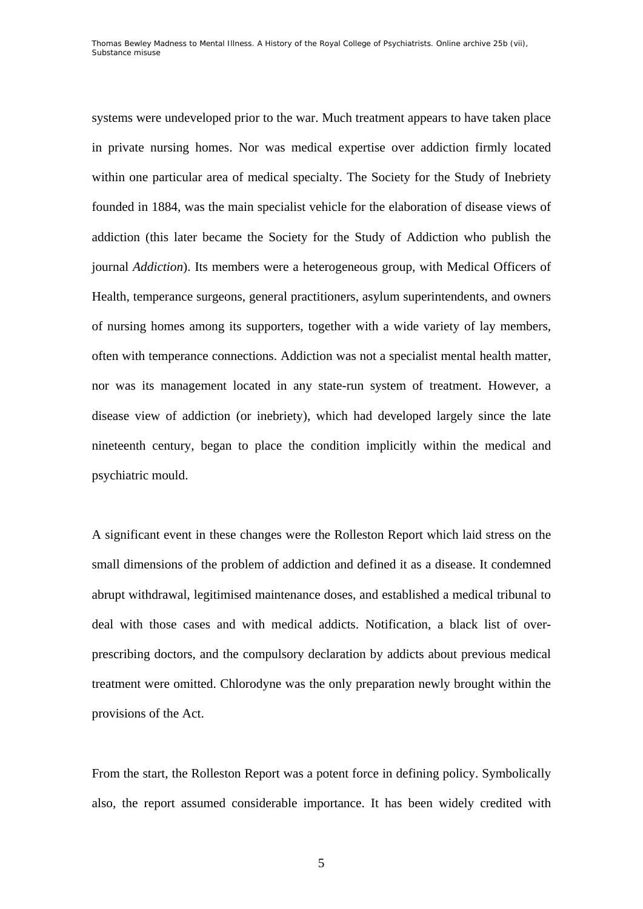systems were undeveloped prior to the war. Much treatment appears to have taken place in private nursing homes. Nor was medical expertise over addiction firmly located within one particular area of medical specialty. The Society for the Study of Inebriety founded in 1884, was the main specialist vehicle for the elaboration of disease views of addiction (this later became the Society for the Study of Addiction who publish the journal *Addiction*). Its members were a heterogeneous group, with Medical Officers of Health, temperance surgeons, general practitioners, asylum superintendents, and owners of nursing homes among its supporters, together with a wide variety of lay members, often with temperance connections. Addiction was not a specialist mental health matter, nor was its management located in any state-run system of treatment. However, a disease view of addiction (or inebriety), which had developed largely since the late nineteenth century, began to place the condition implicitly within the medical and psychiatric mould.

A significant event in these changes were the Rolleston Report which laid stress on the small dimensions of the problem of addiction and defined it as a disease. It condemned abrupt withdrawal, legitimised maintenance doses, and established a medical tribunal to deal with those cases and with medical addicts. Notification, a black list of over-prescribing doctors, and the compulsory declaration by addicts about previous medical treatment were omitted. Chlorodyne was the only preparation newly brought within the provisions of the Act.

From the start, the Rolleston Report was a potent force in defining policy. Symbolically also, the report assumed considerable importance. It has been widely credited with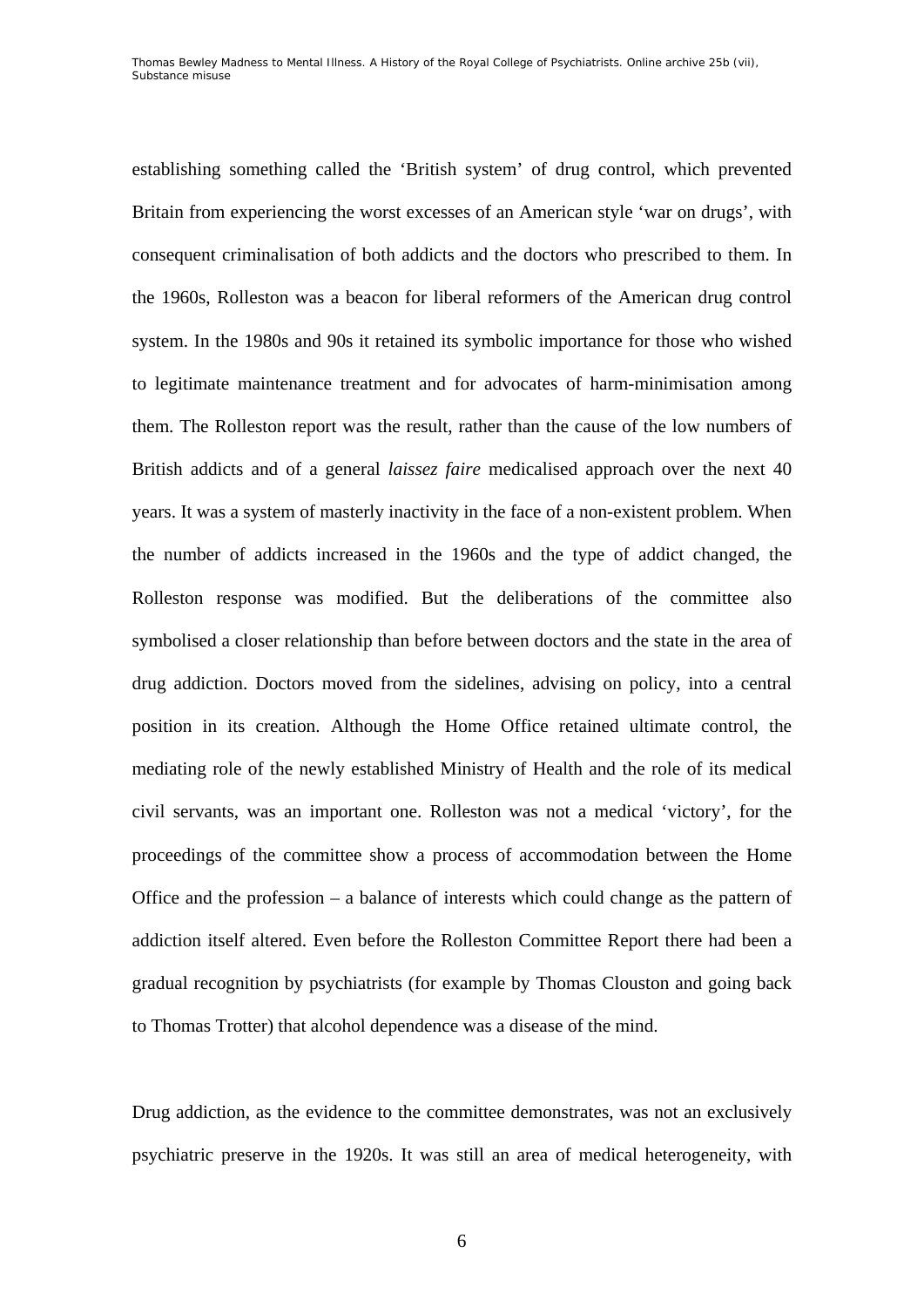establishing something called the 'British system' of drug control, which prevented Britain from experiencing the worst excesses of an American style 'war on drugs', with consequent criminalisation of both addicts and the doctors who prescribed to them. In the 1960s, Rolleston was a beacon for liberal reformers of the American drug control system. In the 1980s and 90s it retained its symbolic importance for those who wished to legitimate maintenance treatment and for advocates of harm-minimisation among them. The Rolleston report was the result, rather than the cause of the low numbers of British addicts and of a general *laissez faire* medicalised approach over the next 40 years. It was a system of masterly inactivity in the face of a non-existent problem. When the number of addicts increased in the 1960s and the type of addict changed, the Rolleston response was modified. But the deliberations of the committee also symbolised a closer relationship than before between doctors and the state in the area of drug addiction. Doctors moved from the sidelines, advising on policy, into a central position in its creation. Although the Home Office retained ultimate control, the mediating role of the newly established Ministry of Health and the role of its medical civil servants, was an important one. Rolleston was not a medical 'victory', for the proceedings of the committee show a process of accommodation between the Home Office and the profession – a balance of interests which could change as the pattern of addiction itself altered. Even before the Rolleston Committee Report there had been a gradual recognition by psychiatrists (for example by Thomas Clouston and going back to Thomas Trotter) that alcohol dependence was a disease of the mind.

Drug addiction, as the evidence to the committee demonstrates, was not an exclusively psychiatric preserve in the 1920s. It was still an area of medical heterogeneity, with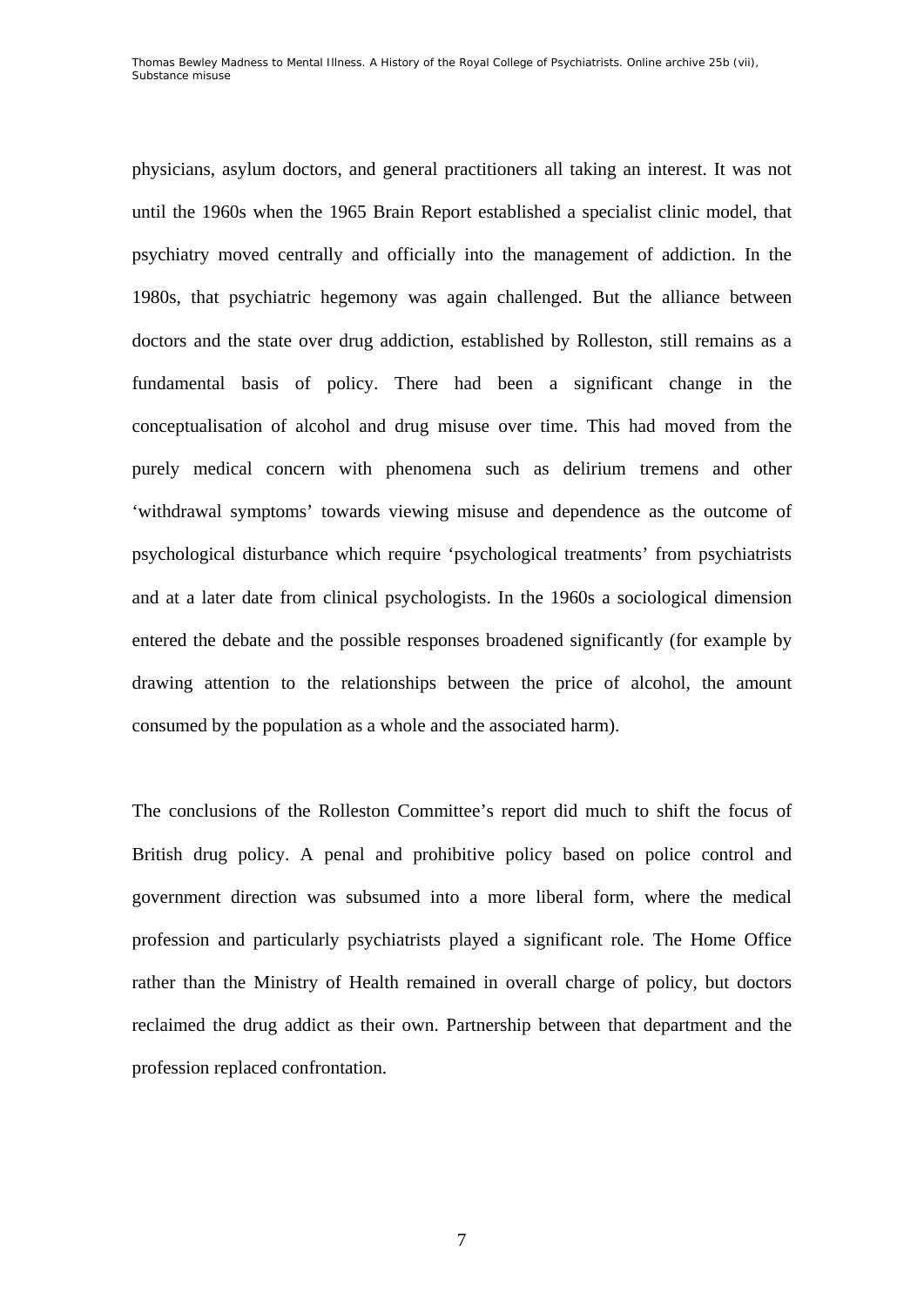physicians, asylum doctors, and general practitioners all taking an interest. It was not until the 1960s when the 1965 Brain Report established a specialist clinic model, that psychiatry moved centrally and officially into the management of addiction. In the 1980s, that psychiatric hegemony was again challenged. But the alliance between doctors and the state over drug addiction, established by Rolleston, still remains as a fundamental basis of policy. There had been a significant change in the conceptualisation of alcohol and drug misuse over time. This had moved from the purely medical concern with phenomena such as delirium tremens and other 'withdrawal symptoms' towards viewing misuse and dependence as the outcome of psychological disturbance which require 'psychological treatments' from psychiatrists and at a later date from clinical psychologists. In the 1960s a sociological dimension entered the debate and the possible responses broadened significantly (for example by drawing attention to the relationships between the price of alcohol, the amount consumed by the population as a whole and the associated harm).

The conclusions of the Rolleston Committee's report did much to shift the focus of British drug policy. A penal and prohibitive policy based on police control and government direction was subsumed into a more liberal form, where the medical profession and particularly psychiatrists played a significant role. The Home Office rather than the Ministry of Health remained in overall charge of policy, but doctors reclaimed the drug addict as their own. Partnership between that department and the profession replaced confrontation.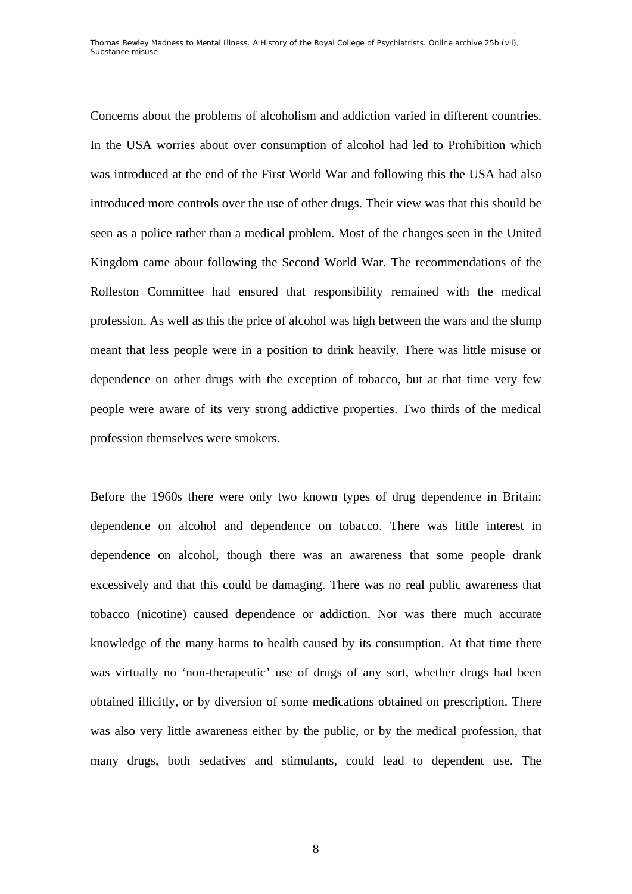Concerns about the problems of alcoholism and addiction varied in different countries. In the USA worries about over consumption of alcohol had led to Prohibition which was introduced at the end of the First World War and following this the USA had also introduced more controls over the use of other drugs. Their view was that this should be seen as a police rather than a medical problem. Most of the changes seen in the United Kingdom came about following the Second World War. The recommendations of the Rolleston Committee had ensured that responsibility remained with the medical profession. As well as this the price of alcohol was high between the wars and the slump meant that less people were in a position to drink heavily. There was little misuse or dependence on other drugs with the exception of tobacco, but at that time very few people were aware of its very strong addictive properties. Two thirds of the medical profession themselves were smokers.

Before the 1960s there were only two known types of drug dependence in Britain: dependence on alcohol and dependence on tobacco. There was little interest in dependence on alcohol, though there was an awareness that some people drank excessively and that this could be damaging. There was no real public awareness that tobacco (nicotine) caused dependence or addiction. Nor was there much accurate knowledge of the many harms to health caused by its consumption. At that time there was virtually no 'non-therapeutic' use of drugs of any sort, whether drugs had been obtained illicitly, or by diversion of some medications obtained on prescription. There was also very little awareness either by the public, or by the medical profession, that many drugs, both sedatives and stimulants, could lead to dependent use. The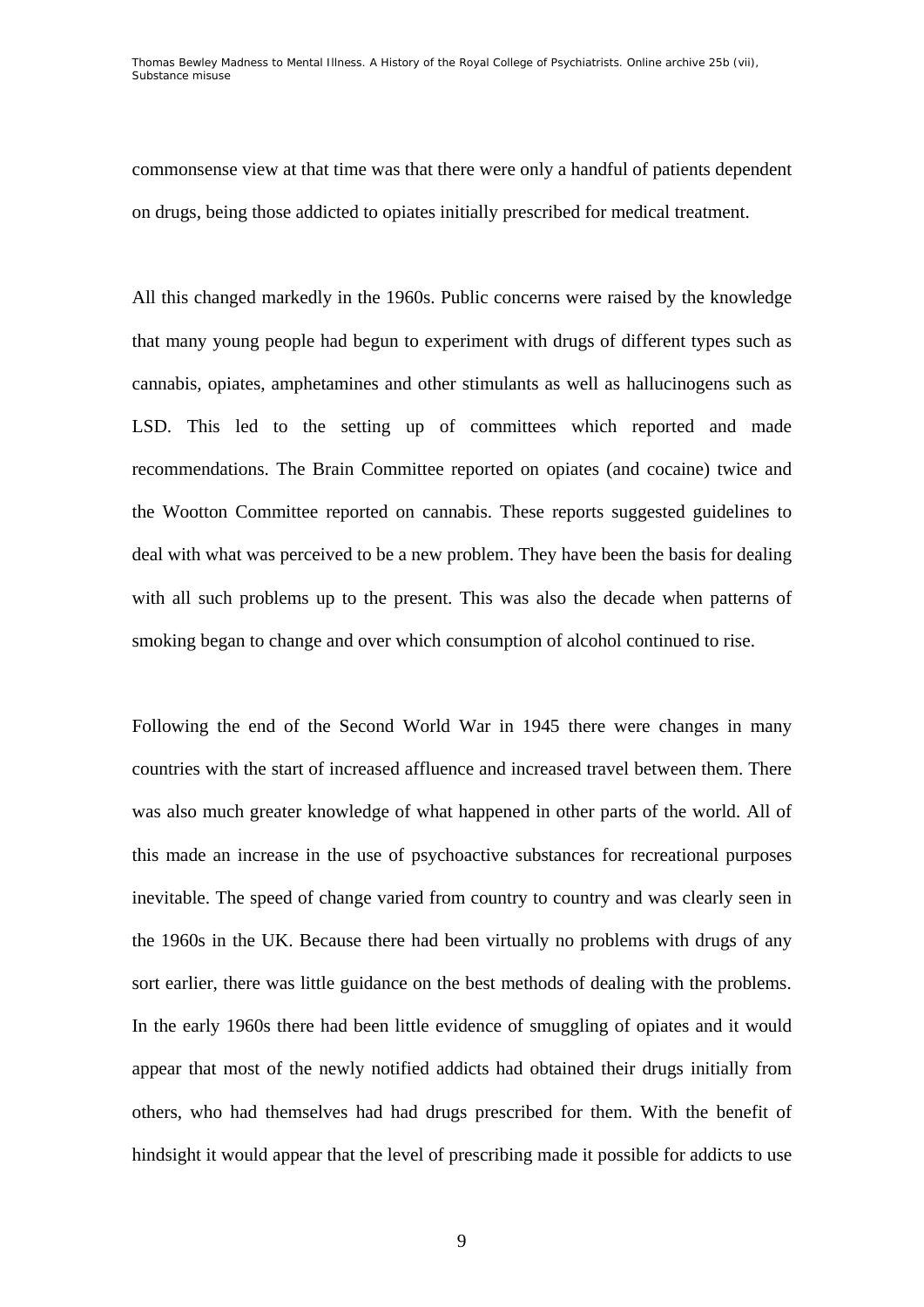commonsense view at that time was that there were only a handful of patients dependent on drugs, being those addicted to opiates initially prescribed for medical treatment.

All this changed markedly in the 1960s. Public concerns were raised by the knowledge that many young people had begun to experiment with drugs of different types such as cannabis, opiates, amphetamines and other stimulants as well as hallucinogens such as LSD. This led to the setting up of committees which reported and made recommendations. The Brain Committee reported on opiates (and cocaine) twice and the Wootton Committee reported on cannabis. These reports suggested guidelines to deal with what was perceived to be a new problem. They have been the basis for dealing with all such problems up to the present. This was also the decade when patterns of smoking began to change and over which consumption of alcohol continued to rise.

Following the end of the Second World War in 1945 there were changes in many countries with the start of increased affluence and increased travel between them. There was also much greater knowledge of what happened in other parts of the world. All of this made an increase in the use of psychoactive substances for recreational purposes inevitable. The speed of change varied from country to country and was clearly seen in the 1960s in the UK. Because there had been virtually no problems with drugs of any sort earlier, there was little guidance on the best methods of dealing with the problems. In the early 1960s there had been little evidence of smuggling of opiates and it would appear that most of the newly notified addicts had obtained their drugs initially from others, who had themselves had had drugs prescribed for them. With the benefit of hindsight it would appear that the level of prescribing made it possible for addicts to use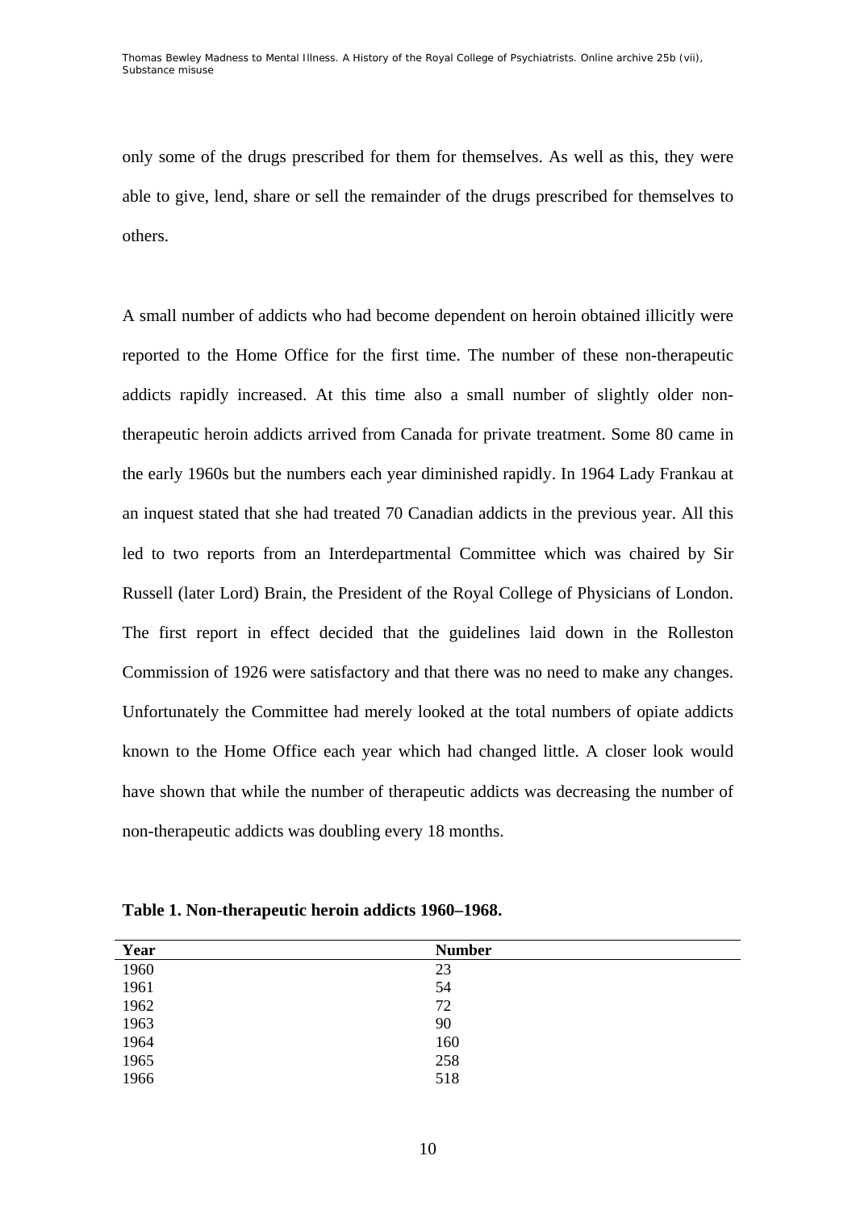only some of the drugs prescribed for them for themselves. As well as this, they were able to give, lend, share or sell the remainder of the drugs prescribed for themselves to others.

A small number of addicts who had become dependent on heroin obtained illicitly were reported to the Home Office for the first time. The number of these non-therapeutic addicts rapidly increased. At this time also a small number of slightly older non-therapeutic heroin addicts arrived from Canada for private treatment. Some 80 came in the early 1960s but the numbers each year diminished rapidly. In 1964 Lady Frankau at an inquest stated that she had treated 70 Canadian addicts in the previous year. All this led to two reports from an Interdepartmental Committee which was chaired by Sir Russell (later Lord) Brain, the President of the Royal College of Physicians of London. The first report in effect decided that the guidelines laid down in the Rolleston Commission of 1926 were satisfactory and that there was no need to make any changes. Unfortunately the Committee had merely looked at the total numbers of opiate addicts known to the Home Office each year which had changed little. A closer look would have shown that while the number of therapeutic addicts was decreasing the number of non-therapeutic addicts was doubling every 18 months.

**Table 1. Non-therapeutic heroin addicts 1960–1968.**

| Year | Number |
|---|---|
| 1960 | 23 |
| 1961 | 54 |
| 1962 | 72 |
| 1963 | 90 |
| 1964 | 160 |
| 1965 | 258 |
| 1966 | 518 |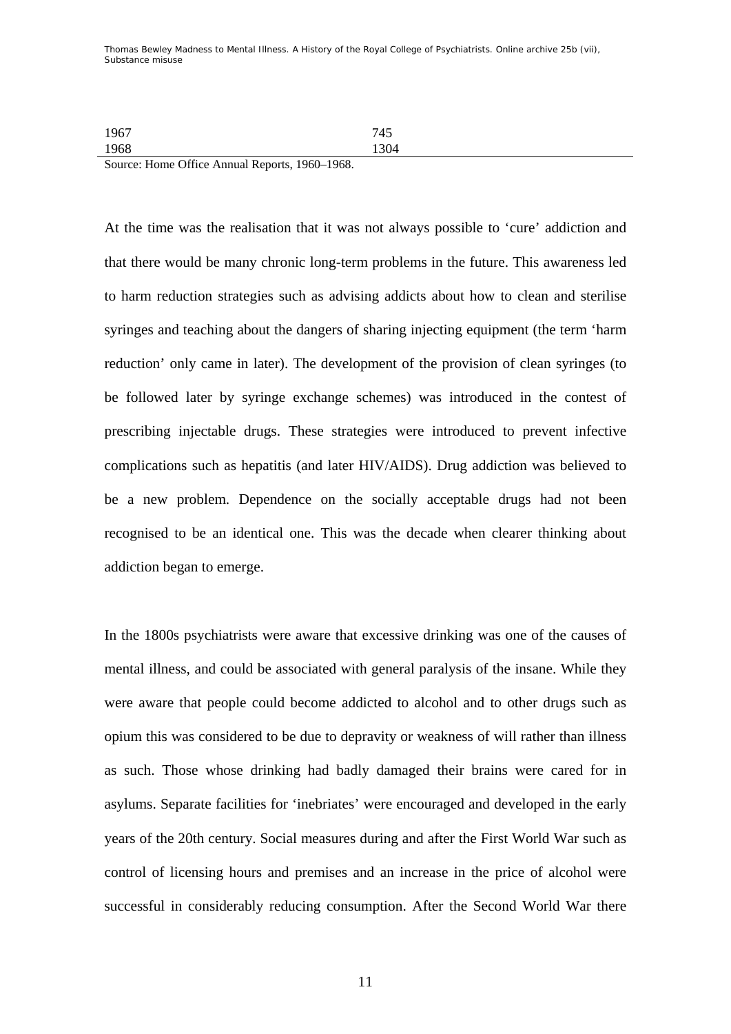| | |
|---|---|
| 1967 | 745 |
| 1968 | 1304 |

Source: Home Office Annual Reports, 1960–1968.

At the time was the realisation that it was not always possible to 'cure' addiction and that there would be many chronic long-term problems in the future. This awareness led to harm reduction strategies such as advising addicts about how to clean and sterilise syringes and teaching about the dangers of sharing injecting equipment (the term 'harm reduction' only came in later). The development of the provision of clean syringes (to be followed later by syringe exchange schemes) was introduced in the contest of prescribing injectable drugs. These strategies were introduced to prevent infective complications such as hepatitis (and later HIV/AIDS). Drug addiction was believed to be a new problem. Dependence on the socially acceptable drugs had not been recognised to be an identical one. This was the decade when clearer thinking about addiction began to emerge.

In the 1800s psychiatrists were aware that excessive drinking was one of the causes of mental illness, and could be associated with general paralysis of the insane. While they were aware that people could become addicted to alcohol and to other drugs such as opium this was considered to be due to depravity or weakness of will rather than illness as such. Those whose drinking had badly damaged their brains were cared for in asylums. Separate facilities for 'inebriates' were encouraged and developed in the early years of the 20th century. Social measures during and after the First World War such as control of licensing hours and premises and an increase in the price of alcohol were successful in considerably reducing consumption. After the Second World War there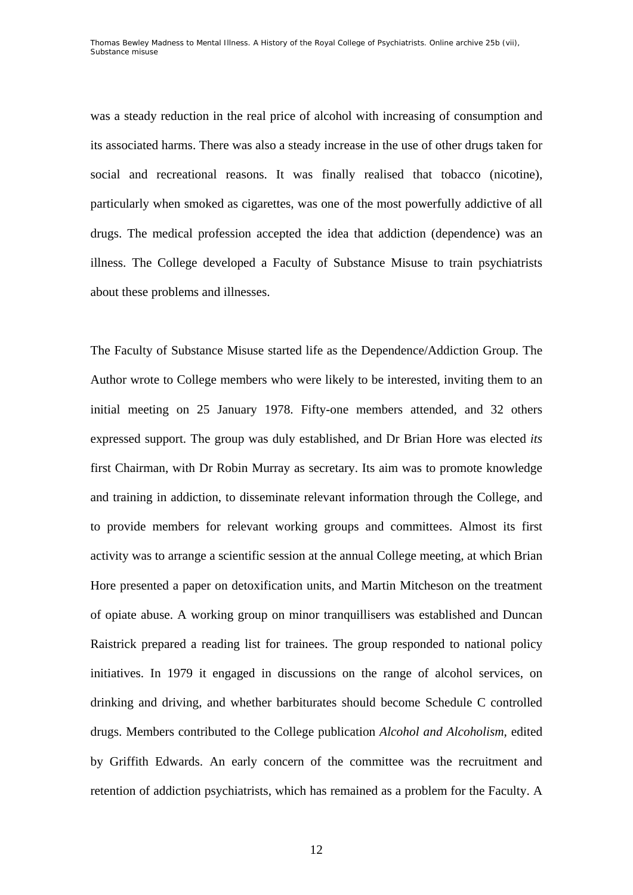was a steady reduction in the real price of alcohol with increasing of consumption and its associated harms. There was also a steady increase in the use of other drugs taken for social and recreational reasons. It was finally realised that tobacco (nicotine), particularly when smoked as cigarettes, was one of the most powerfully addictive of all drugs. The medical profession accepted the idea that addiction (dependence) was an illness. The College developed a Faculty of Substance Misuse to train psychiatrists about these problems and illnesses.

The Faculty of Substance Misuse started life as the Dependence/Addiction Group. The Author wrote to College members who were likely to be interested, inviting them to an initial meeting on 25 January 1978. Fifty-one members attended, and 32 others expressed support. The group was duly established, and Dr Brian Hore was elected *its* first Chairman, with Dr Robin Murray as secretary. Its aim was to promote knowledge and training in addiction, to disseminate relevant information through the College, and to provide members for relevant working groups and committees. Almost its first activity was to arrange a scientific session at the annual College meeting, at which Brian Hore presented a paper on detoxification units, and Martin Mitcheson on the treatment of opiate abuse. A working group on minor tranquillisers was established and Duncan Raistrick prepared a reading list for trainees. The group responded to national policy initiatives. In 1979 it engaged in discussions on the range of alcohol services, on drinking and driving, and whether barbiturates should become Schedule C controlled drugs. Members contributed to the College publication *Alcohol and Alcoholism*, edited by Griffith Edwards. An early concern of the committee was the recruitment and retention of addiction psychiatrists, which has remained as a problem for the Faculty. A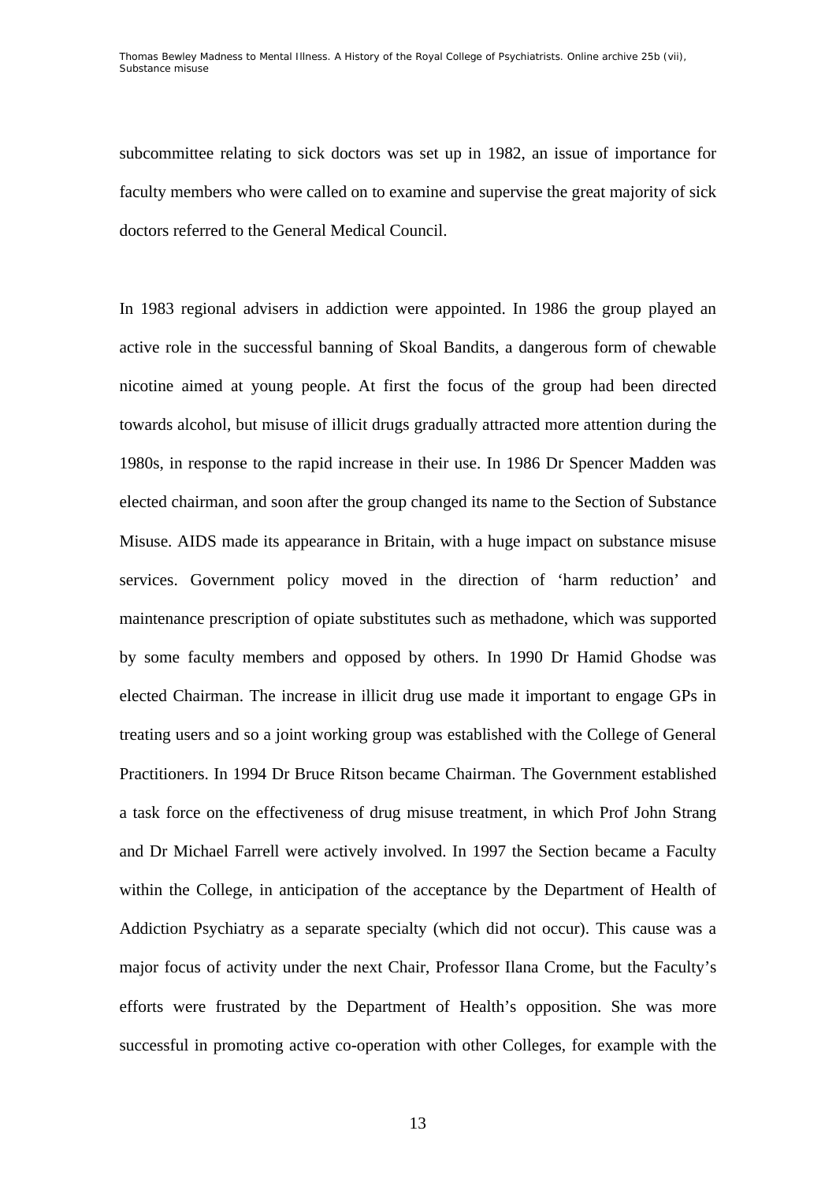subcommittee relating to sick doctors was set up in 1982, an issue of importance for faculty members who were called on to examine and supervise the great majority of sick doctors referred to the General Medical Council.

In 1983 regional advisers in addiction were appointed. In 1986 the group played an active role in the successful banning of Skoal Bandits, a dangerous form of chewable nicotine aimed at young people. At first the focus of the group had been directed towards alcohol, but misuse of illicit drugs gradually attracted more attention during the 1980s, in response to the rapid increase in their use. In 1986 Dr Spencer Madden was elected chairman, and soon after the group changed its name to the Section of Substance Misuse. AIDS made its appearance in Britain, with a huge impact on substance misuse services. Government policy moved in the direction of 'harm reduction' and maintenance prescription of opiate substitutes such as methadone, which was supported by some faculty members and opposed by others. In 1990 Dr Hamid Ghodse was elected Chairman. The increase in illicit drug use made it important to engage GPs in treating users and so a joint working group was established with the College of General Practitioners. In 1994 Dr Bruce Ritson became Chairman. The Government established a task force on the effectiveness of drug misuse treatment, in which Prof John Strang and Dr Michael Farrell were actively involved. In 1997 the Section became a Faculty within the College, in anticipation of the acceptance by the Department of Health of Addiction Psychiatry as a separate specialty (which did not occur). This cause was a major focus of activity under the next Chair, Professor Ilana Crome, but the Faculty's efforts were frustrated by the Department of Health's opposition. She was more successful in promoting active co-operation with other Colleges, for example with the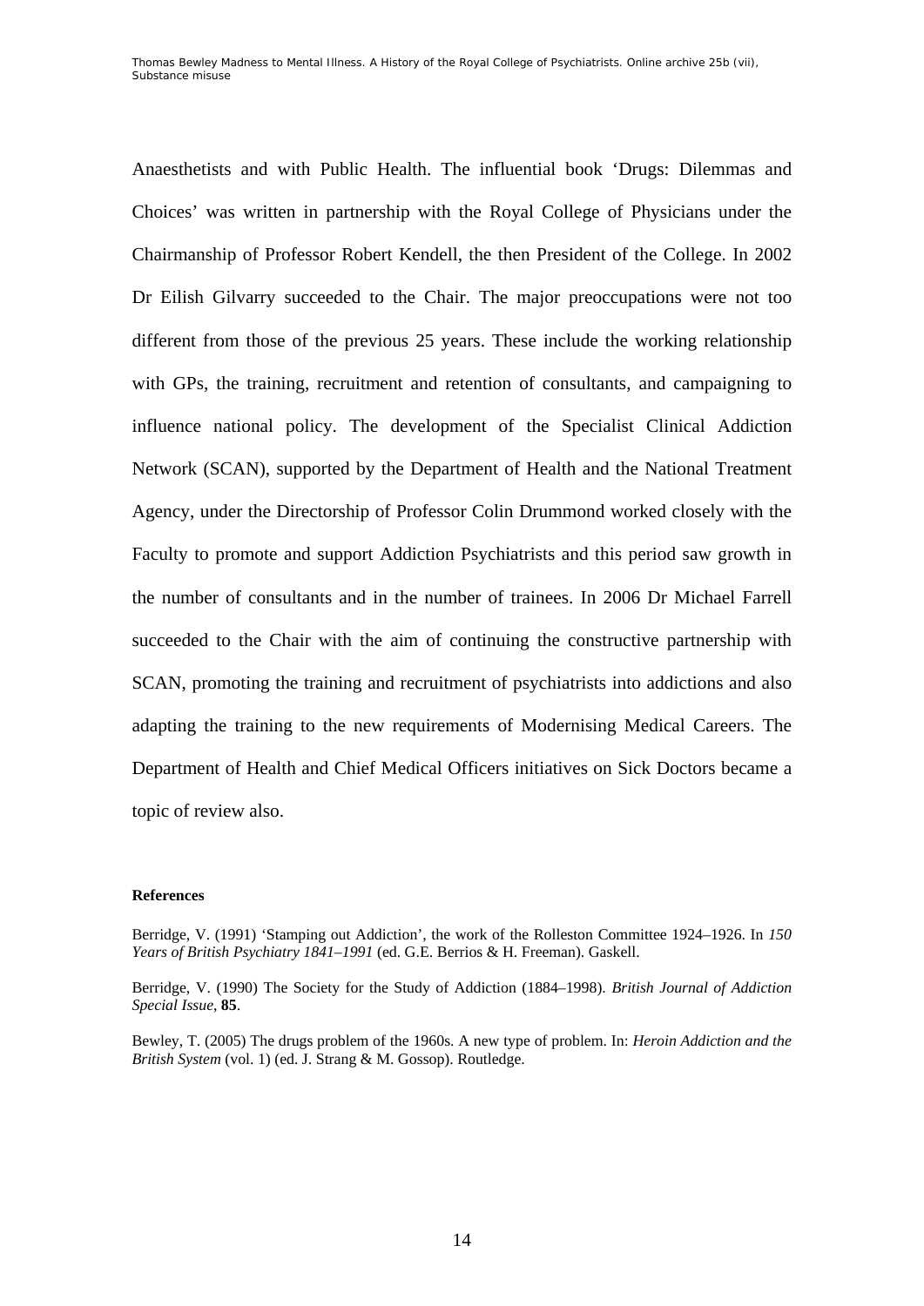Anaesthetists and with Public Health. The influential book 'Drugs: Dilemmas and Choices' was written in partnership with the Royal College of Physicians under the Chairmanship of Professor Robert Kendell, the then President of the College. In 2002 Dr Eilish Gilvarry succeeded to the Chair. The major preoccupations were not too different from those of the previous 25 years. These include the working relationship with GPs, the training, recruitment and retention of consultants, and campaigning to influence national policy. The development of the Specialist Clinical Addiction Network (SCAN), supported by the Department of Health and the National Treatment Agency, under the Directorship of Professor Colin Drummond worked closely with the Faculty to promote and support Addiction Psychiatrists and this period saw growth in the number of consultants and in the number of trainees. In 2006 Dr Michael Farrell succeeded to the Chair with the aim of continuing the constructive partnership with SCAN, promoting the training and recruitment of psychiatrists into addictions and also adapting the training to the new requirements of Modernising Medical Careers. The Department of Health and Chief Medical Officers initiatives on Sick Doctors became a topic of review also.

**References**

Berridge, V. (1991) 'Stamping out Addiction', the work of the Rolleston Committee 1924–1926. In *150 Years of British Psychiatry 1841–1991* (ed. G.E. Berrios & H. Freeman). Gaskell.

Berridge, V. (1990) The Society for the Study of Addiction (1884–1998). *British Journal of Addiction Special Issue*, **85**.

Bewley, T. (2005) The drugs problem of the 1960s. A new type of problem. In: *Heroin Addiction and the British System* (vol. 1) (ed. J. Strang & M. Gossop). Routledge.